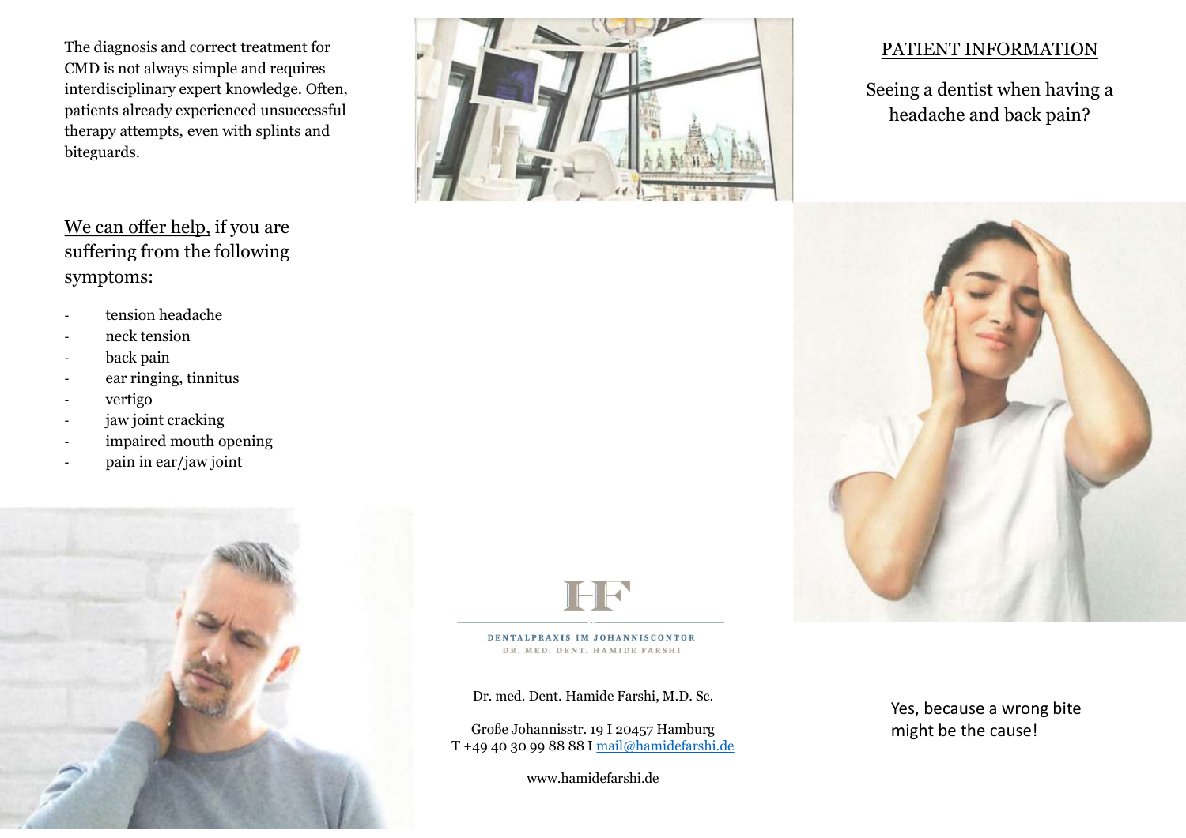## PATIENT INFORMATION

Seeing a dentist when having a headache and back pain?

Yes, because a wrong bite might be the cause!

The diagnosis and correct treatment for CMD is not always simple and requires interdisciplinary expert knowledge. Often, patients already experienced unsuccessful therapy attempts, even with splints and biteguards.

We can offer help, if you are suffering from the following symptoms:

- tension headache
- neck tension
- back pain
- ear ringing, tinnitus
- vertigo
- jaw joint cracking
- impaired mouth opening
- pain in ear/jaw joint

HF

DENTALPRAXIS IM JOHANNISCONTOR
DR. MED. DENT. HAMIDE FARSHI

Dr. med. Dent. Hamide Farshi, M.D. Sc.

Große Johannisstr. 19 I 20457 Hamburg
T +49 40 30 99 88 88 I mail@hamidefarshi.de

www.hamidefarshi.de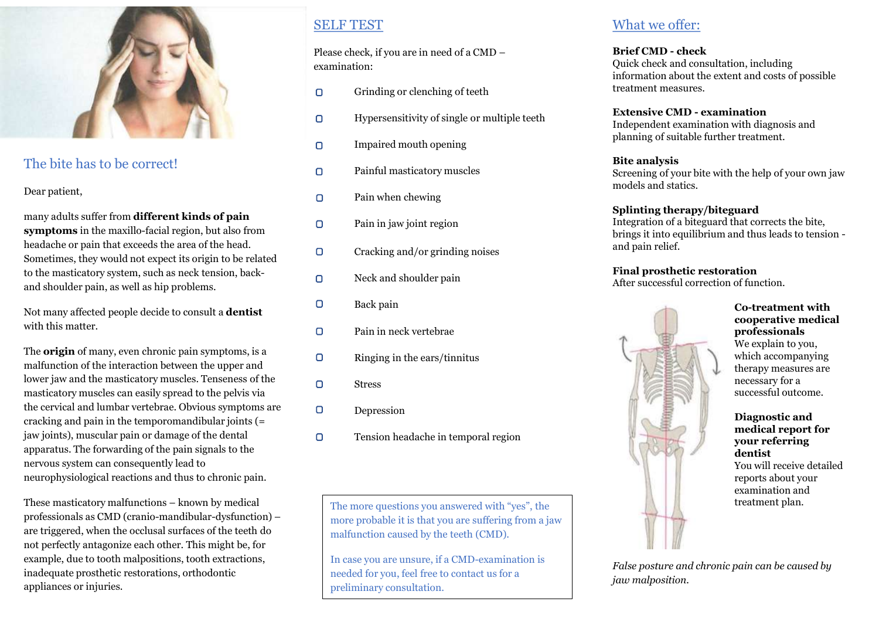## The bite has to be correct!

Dear patient,

many adults suffer from **different kinds of pain symptoms** in the maxillo-facial region, but also from headache or pain that exceeds the area of the head. Sometimes, they would not expect its origin to be related to the masticatory system, such as neck tension, back- and shoulder pain, as well as hip problems.

Not many affected people decide to consult a **dentist** with this matter.

The **origin** of many, even chronic pain symptoms, is a malfunction of the interaction between the upper and lower jaw and the masticatory muscles. Tenseness of the masticatory muscles can easily spread to the pelvis via the cervical and lumbar vertebrae. Obvious symptoms are cracking and pain in the temporomandibular joints (= jaw joints), muscular pain or damage of the dental apparatus. The forwarding of the pain signals to the nervous system can consequently lead to neurophysiological reactions and thus to chronic pain.

These masticatory malfunctions – known by medical professionals as CMD (cranio-mandibular-dysfunction) – are triggered, when the occlusal surfaces of the teeth do not perfectly antagonize each other. This might be, for example, due to tooth malpositions, tooth extractions, inadequate prosthetic restorations, orthodontic appliances or injuries.

## SELF TEST

Please check, if you are in need of a CMD – examination:

- ▢ Grinding or clenching of teeth
- ▢ Hypersensitivity of single or multiple teeth
- ▢ Impaired mouth opening
- ▢ Painful masticatory muscles
- ▢ Pain when chewing
- ▢ Pain in jaw joint region
- ▢ Cracking and/or grinding noises
- ▢ Neck and shoulder pain
- ▢ Back pain
- ▢ Pain in neck vertebrae
- ▢ Ringing in the ears/tinnitus
- ▢ Stress
- ▢ Depression
- ▢ Tension headache in temporal region

The more questions you answered with "yes", the more probable it is that you are suffering from a jaw malfunction caused by the teeth (CMD).

In case you are unsure, if a CMD-examination is needed for you, feel free to contact us for a preliminary consultation.

## What we offer:

**Brief CMD - check**
Quick check and consultation, including information about the extent and costs of possible treatment measures.

**Extensive CMD - examination**
Independent examination with diagnosis and planning of suitable further treatment.

**Bite analysis**
Screening of your bite with the help of your own jaw models and statics.

**Splinting therapy/biteguard**
Integration of a biteguard that corrects the bite, brings it into equilibrium and thus leads to tension - and pain relief.

**Final prosthetic restoration**
After successful correction of function.

**Co-treatment with cooperative medical professionals**
We explain to you, which accompanying therapy measures are necessary for a successful outcome.

**Diagnostic and medical report for your referring dentist**
You will receive detailed reports about your examination and treatment plan.

*False posture and chronic pain can be caused by jaw malposition.*